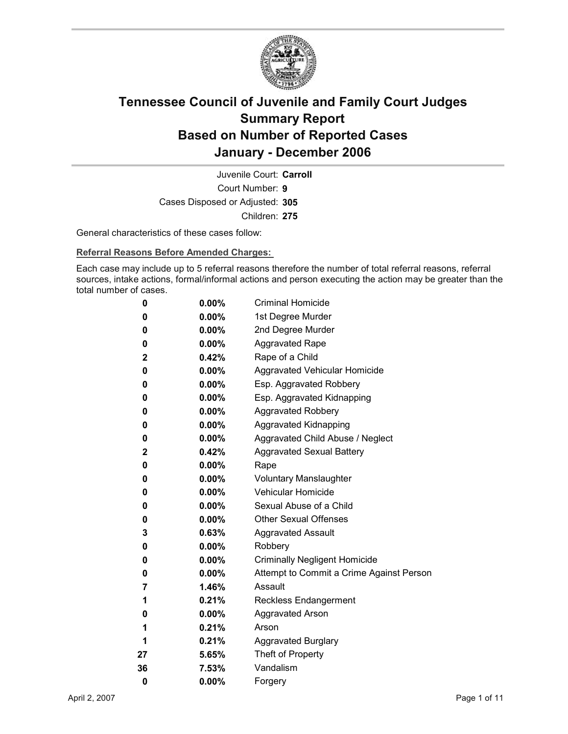# Tennessee Council of Juvenile and Family Court Judges
# Summary Report
# Based on Number of Reported Cases
# January - December 2006

Juvenile Court: **Carroll**

Court Number: **9**

Cases Disposed or Adjusted: **305**

Children: **275**

General characteristics of these cases follow:

**Referral Reasons Before Amended Charges:**

Each case may include up to 5 referral reasons therefore the number of total referral reasons, referral sources, intake actions, formal/informal actions and person executing the action may be greater than the total number of cases.

| | | |
|---|---|---|
| **0** | **0.00%** | Criminal Homicide |
| **0** | **0.00%** | 1st Degree Murder |
| **0** | **0.00%** | 2nd Degree Murder |
| **0** | **0.00%** | Aggravated Rape |
| **2** | **0.42%** | Rape of a Child |
| **0** | **0.00%** | Aggravated Vehicular Homicide |
| **0** | **0.00%** | Esp. Aggravated Robbery |
| **0** | **0.00%** | Esp. Aggravated Kidnapping |
| **0** | **0.00%** | Aggravated Robbery |
| **0** | **0.00%** | Aggravated Kidnapping |
| **0** | **0.00%** | Aggravated Child Abuse / Neglect |
| **2** | **0.42%** | Aggravated Sexual Battery |
| **0** | **0.00%** | Rape |
| **0** | **0.00%** | Voluntary Manslaughter |
| **0** | **0.00%** | Vehicular Homicide |
| **0** | **0.00%** | Sexual Abuse of a Child |
| **0** | **0.00%** | Other Sexual Offenses |
| **3** | **0.63%** | Aggravated Assault |
| **0** | **0.00%** | Robbery |
| **0** | **0.00%** | Criminally Negligent Homicide |
| **0** | **0.00%** | Attempt to Commit a Crime Against Person |
| **7** | **1.46%** | Assault |
| **1** | **0.21%** | Reckless Endangerment |
| **0** | **0.00%** | Aggravated Arson |
| **1** | **0.21%** | Arson |
| **1** | **0.21%** | Aggravated Burglary |
| **27** | **5.65%** | Theft of Property |
| **36** | **7.53%** | Vandalism |
| **0** | **0.00%** | Forgery |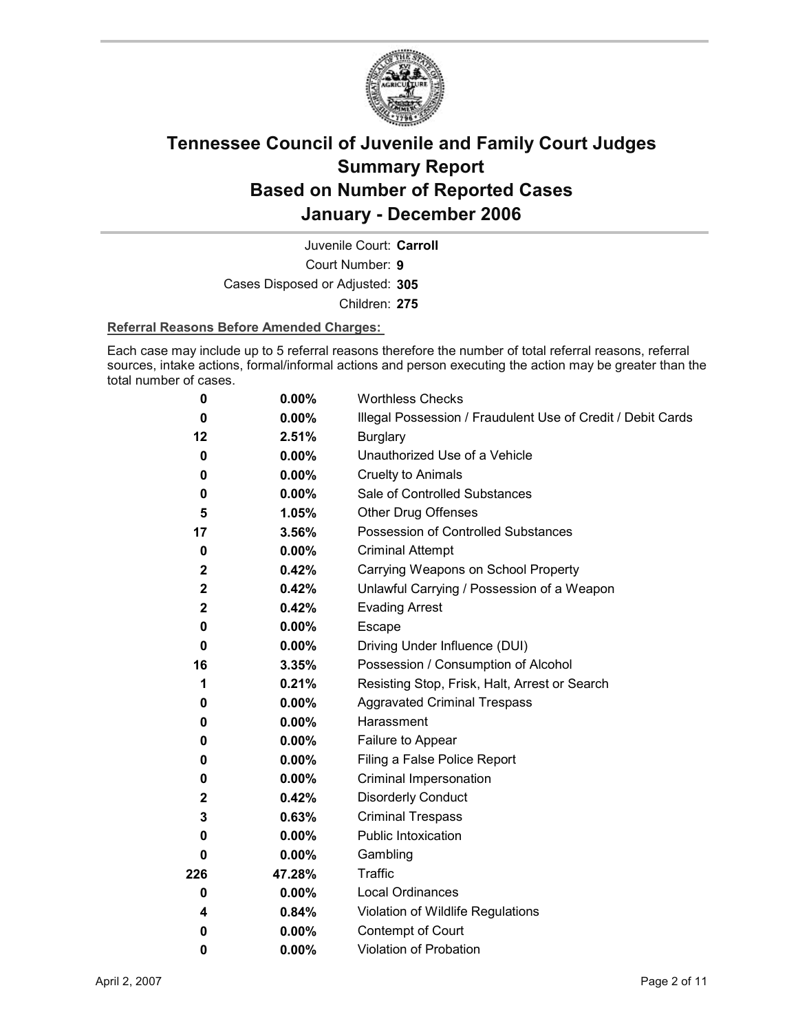# Tennessee Council of Juvenile and Family Court Judges
# Summary Report
# Based on Number of Reported Cases
# January - December 2006

Juvenile Court: **Carroll**

Court Number: **9**

Cases Disposed or Adjusted: **305**

Children: **275**

**Referral Reasons Before Amended Charges:**

Each case may include up to 5 referral reasons therefore the number of total referral reasons, referral sources, intake actions, formal/informal actions and person executing the action may be greater than the total number of cases.

| Count | Percent | Referral Reason |
|---|---|---|
| 0 | 0.00% | Worthless Checks |
| 0 | 0.00% | Illegal Possession / Fraudulent Use of Credit / Debit Cards |
| 12 | 2.51% | Burglary |
| 0 | 0.00% | Unauthorized Use of a Vehicle |
| 0 | 0.00% | Cruelty to Animals |
| 0 | 0.00% | Sale of Controlled Substances |
| 5 | 1.05% | Other Drug Offenses |
| 17 | 3.56% | Possession of Controlled Substances |
| 0 | 0.00% | Criminal Attempt |
| 2 | 0.42% | Carrying Weapons on School Property |
| 2 | 0.42% | Unlawful Carrying / Possession of a Weapon |
| 2 | 0.42% | Evading Arrest |
| 0 | 0.00% | Escape |
| 0 | 0.00% | Driving Under Influence (DUI) |
| 16 | 3.35% | Possession / Consumption of Alcohol |
| 1 | 0.21% | Resisting Stop, Frisk, Halt, Arrest or Search |
| 0 | 0.00% | Aggravated Criminal Trespass |
| 0 | 0.00% | Harassment |
| 0 | 0.00% | Failure to Appear |
| 0 | 0.00% | Filing a False Police Report |
| 0 | 0.00% | Criminal Impersonation |
| 2 | 0.42% | Disorderly Conduct |
| 3 | 0.63% | Criminal Trespass |
| 0 | 0.00% | Public Intoxication |
| 0 | 0.00% | Gambling |
| 226 | 47.28% | Traffic |
| 0 | 0.00% | Local Ordinances |
| 4 | 0.84% | Violation of Wildlife Regulations |
| 0 | 0.00% | Contempt of Court |
| 0 | 0.00% | Violation of Probation |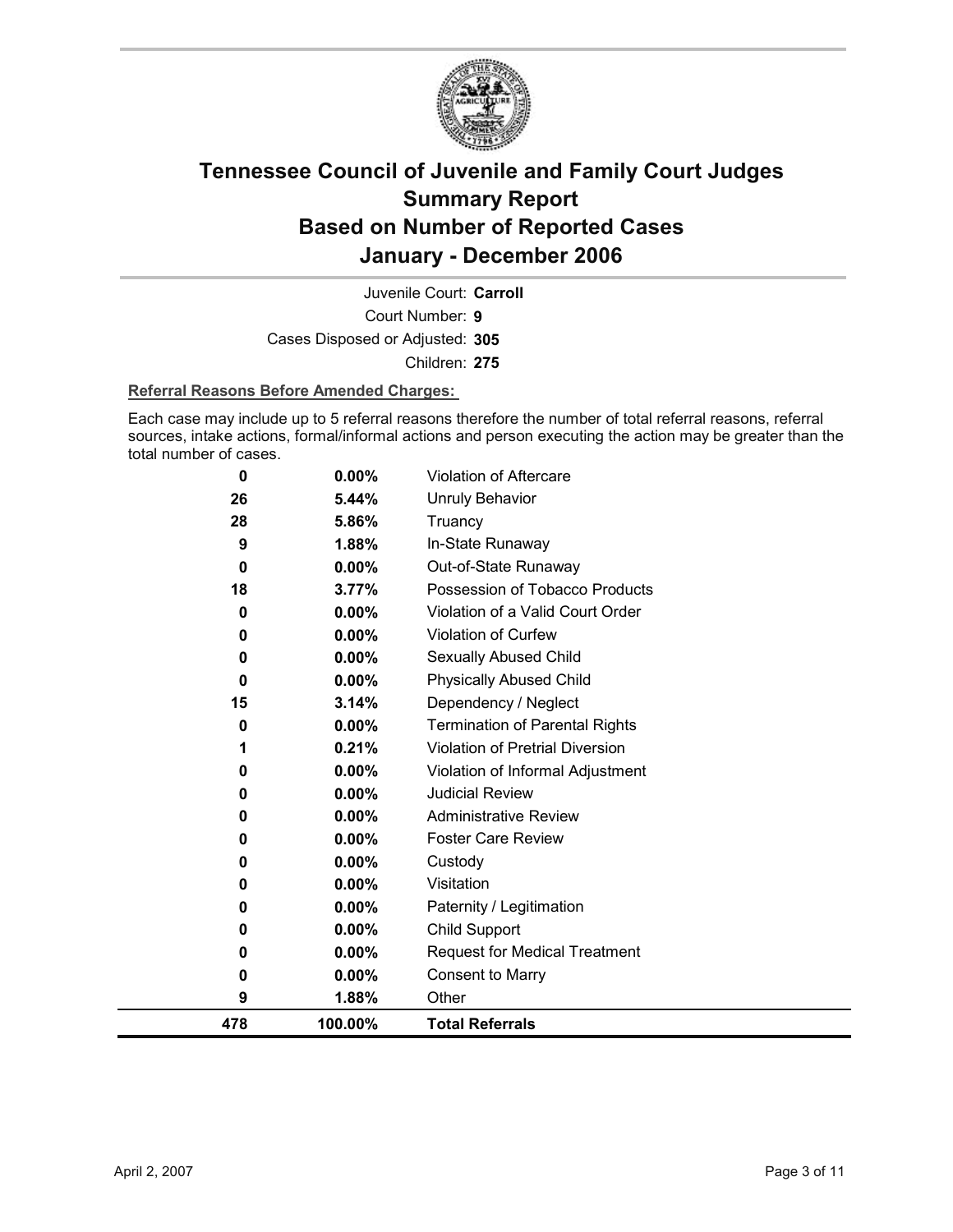# Tennessee Council of Juvenile and Family Court Judges
# Summary Report
# Based on Number of Reported Cases
# January - December 2006

Juvenile Court: **Carroll**

Court Number: **9**

Cases Disposed or Adjusted: **305**

Children: **275**

**Referral Reasons Before Amended Charges:**

Each case may include up to 5 referral reasons therefore the number of total referral reasons, referral sources, intake actions, formal/informal actions and person executing the action may be greater than the total number of cases.

| | | |
|---|---|---|
| 0 | 0.00% | Violation of Aftercare |
| 26 | 5.44% | Unruly Behavior |
| 28 | 5.86% | Truancy |
| 9 | 1.88% | In-State Runaway |
| 0 | 0.00% | Out-of-State Runaway |
| 18 | 3.77% | Possession of Tobacco Products |
| 0 | 0.00% | Violation of a Valid Court Order |
| 0 | 0.00% | Violation of Curfew |
| 0 | 0.00% | Sexually Abused Child |
| 0 | 0.00% | Physically Abused Child |
| 15 | 3.14% | Dependency / Neglect |
| 0 | 0.00% | Termination of Parental Rights |
| 1 | 0.21% | Violation of Pretrial Diversion |
| 0 | 0.00% | Violation of Informal Adjustment |
| 0 | 0.00% | Judicial Review |
| 0 | 0.00% | Administrative Review |
| 0 | 0.00% | Foster Care Review |
| 0 | 0.00% | Custody |
| 0 | 0.00% | Visitation |
| 0 | 0.00% | Paternity / Legitimation |
| 0 | 0.00% | Child Support |
| 0 | 0.00% | Request for Medical Treatment |
| 0 | 0.00% | Consent to Marry |
| 9 | 1.88% | Other |
| **478** | **100.00%** | **Total Referrals** |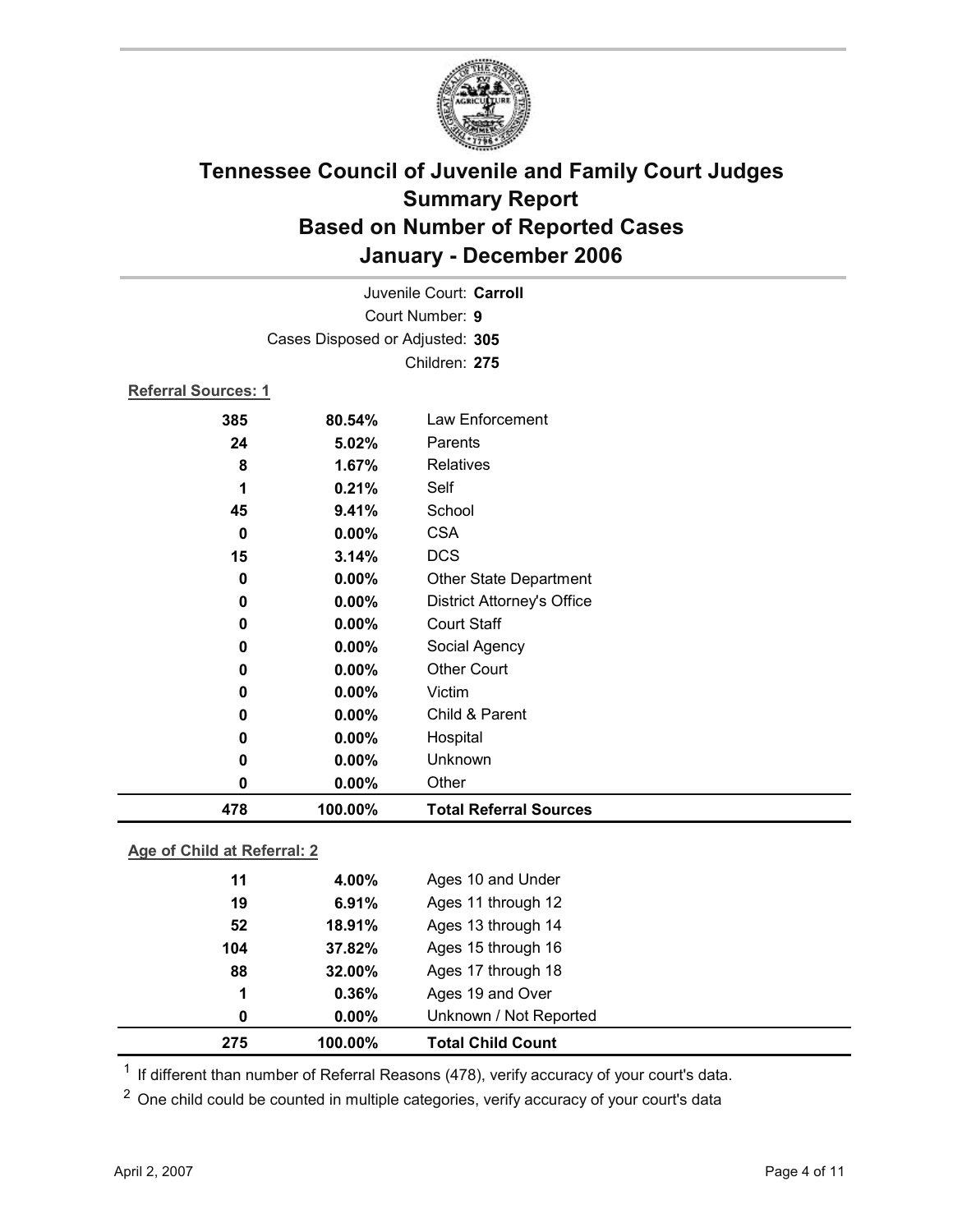# Tennessee Council of Juvenile and Family Court Judges
## Summary Report
## Based on Number of Reported Cases
## January - December 2006

Juvenile Court: **Carroll**
Court Number: **9**
Cases Disposed or Adjusted: **305**
Children: **275**

**Referral Sources: 1**

| Count | Percent | Source |
|---|---|---|
| 385 | 80.54% | Law Enforcement |
| 24 | 5.02% | Parents |
| 8 | 1.67% | Relatives |
| 1 | 0.21% | Self |
| 45 | 9.41% | School |
| 0 | 0.00% | CSA |
| 15 | 3.14% | DCS |
| 0 | 0.00% | Other State Department |
| 0 | 0.00% | District Attorney's Office |
| 0 | 0.00% | Court Staff |
| 0 | 0.00% | Social Agency |
| 0 | 0.00% | Other Court |
| 0 | 0.00% | Victim |
| 0 | 0.00% | Child & Parent |
| 0 | 0.00% | Hospital |
| 0 | 0.00% | Unknown |
| 0 | 0.00% | Other |
| **478** | **100.00%** | **Total Referral Sources** |

**Age of Child at Referral: 2**

| Count | Percent | Age |
|---|---|---|
| 11 | 4.00% | Ages 10 and Under |
| 19 | 6.91% | Ages 11 through 12 |
| 52 | 18.91% | Ages 13 through 14 |
| 104 | 37.82% | Ages 15 through 16 |
| 88 | 32.00% | Ages 17 through 18 |
| 1 | 0.36% | Ages 19 and Over |
| 0 | 0.00% | Unknown / Not Reported |
| **275** | **100.00%** | **Total Child Count** |

[1] If different than number of Referral Reasons (478), verify accuracy of your court's data.

[2] One child could be counted in multiple categories, verify accuracy of your court's data

April 2, 2007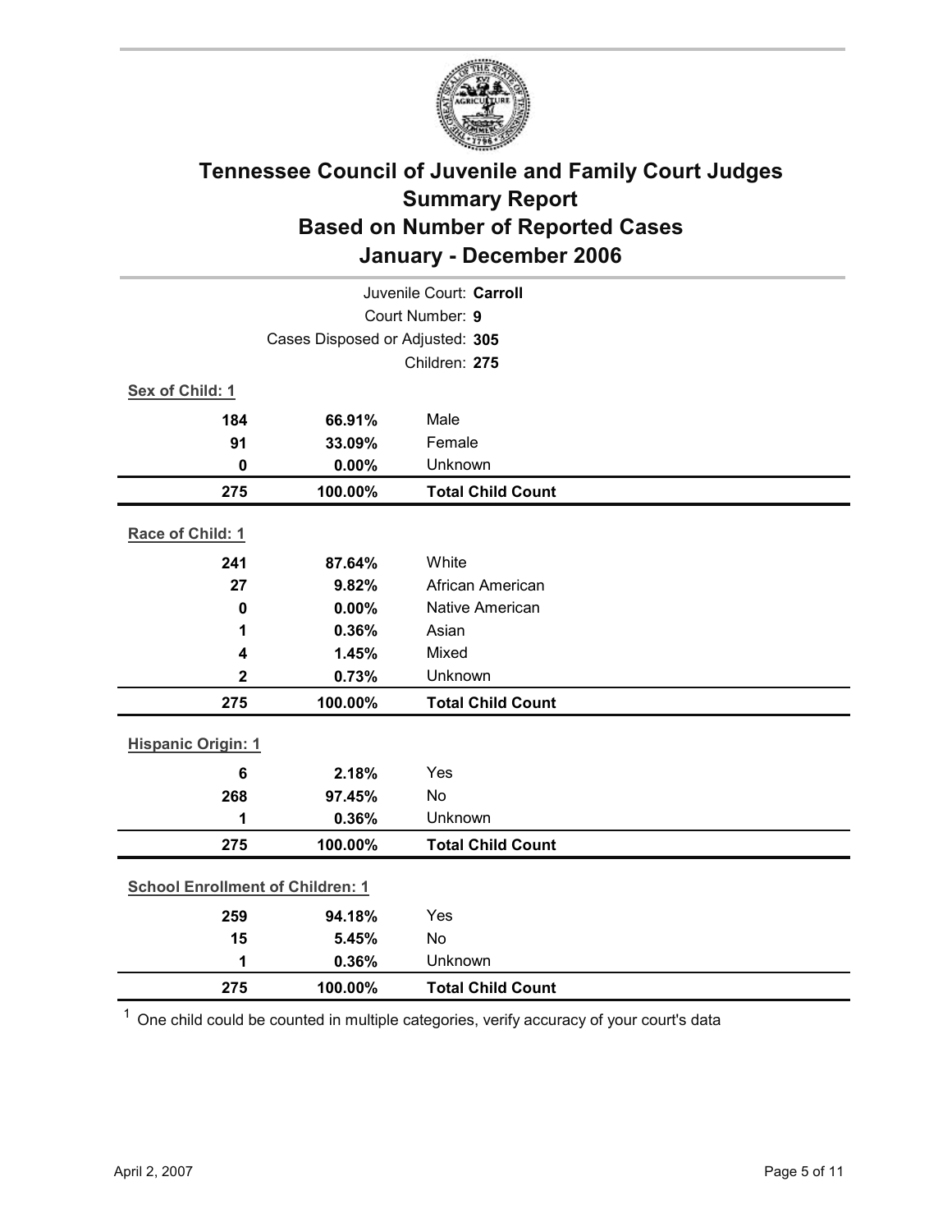# Tennessee Council of Juvenile and Family Court Judges
## Summary Report
## Based on Number of Reported Cases
## January - December 2006

Juvenile Court: **Carroll**

Court Number: **9**

Cases Disposed or Adjusted: **305**

Children: **275**

**Sex of Child: 1**

| | | |
|---|---|---|
| **184** | **66.91%** | Male |
| **91** | **33.09%** | Female |
| **0** | **0.00%** | Unknown |
| **275** | **100.00%** | **Total Child Count** |

**Race of Child: 1**

| | | |
|---|---|---|
| **241** | **87.64%** | White |
| **27** | **9.82%** | African American |
| **0** | **0.00%** | Native American |
| **1** | **0.36%** | Asian |
| **4** | **1.45%** | Mixed |
| **2** | **0.73%** | Unknown |
| **275** | **100.00%** | **Total Child Count** |

**Hispanic Origin: 1**

| | | |
|---|---|---|
| **6** | **2.18%** | Yes |
| **268** | **97.45%** | No |
| **1** | **0.36%** | Unknown |
| **275** | **100.00%** | **Total Child Count** |

**School Enrollment of Children: 1**

| | | |
|---|---|---|
| **259** | **94.18%** | Yes |
| **15** | **5.45%** | No |
| **1** | **0.36%** | Unknown |
| **275** | **100.00%** | **Total Child Count** |

[1] One child could be counted in multiple categories, verify accuracy of your court's data

April 2, 2007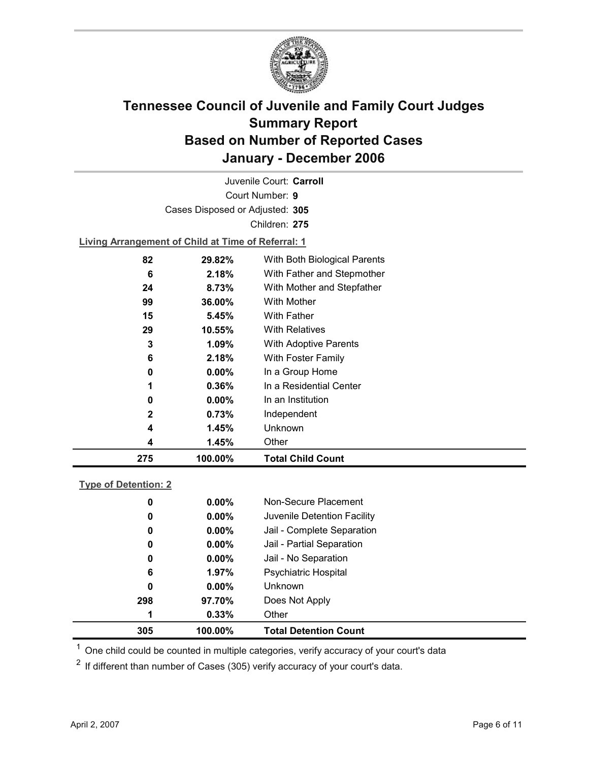# Tennessee Council of Juvenile and Family Court Judges
# Summary Report
# Based on Number of Reported Cases
# January - December 2006

Juvenile Court: **Carroll**

Court Number: **9**

Cases Disposed or Adjusted: **305**

Children: **275**

**Living Arrangement of Child at Time of Referral: 1**

| Count | Percent | Living Arrangement |
|---|---|---|
| 82 | 29.82% | With Both Biological Parents |
| 6 | 2.18% | With Father and Stepmother |
| 24 | 8.73% | With Mother and Stepfather |
| 99 | 36.00% | With Mother |
| 15 | 5.45% | With Father |
| 29 | 10.55% | With Relatives |
| 3 | 1.09% | With Adoptive Parents |
| 6 | 2.18% | With Foster Family |
| 0 | 0.00% | In a Group Home |
| 1 | 0.36% | In a Residential Center |
| 0 | 0.00% | In an Institution |
| 2 | 0.73% | Independent |
| 4 | 1.45% | Unknown |
| 4 | 1.45% | Other |
| **275** | **100.00%** | **Total Child Count** |

**Type of Detention: 2**

| Count | Percent | Type of Detention |
|---|---|---|
| 0 | 0.00% | Non-Secure Placement |
| 0 | 0.00% | Juvenile Detention Facility |
| 0 | 0.00% | Jail - Complete Separation |
| 0 | 0.00% | Jail - Partial Separation |
| 0 | 0.00% | Jail - No Separation |
| 6 | 1.97% | Psychiatric Hospital |
| 0 | 0.00% | Unknown |
| 298 | 97.70% | Does Not Apply |
| 1 | 0.33% | Other |
| **305** | **100.00%** | **Total Detention Count** |

[1] One child could be counted in multiple categories, verify accuracy of your court's data

[2] If different than number of Cases (305) verify accuracy of your court's data.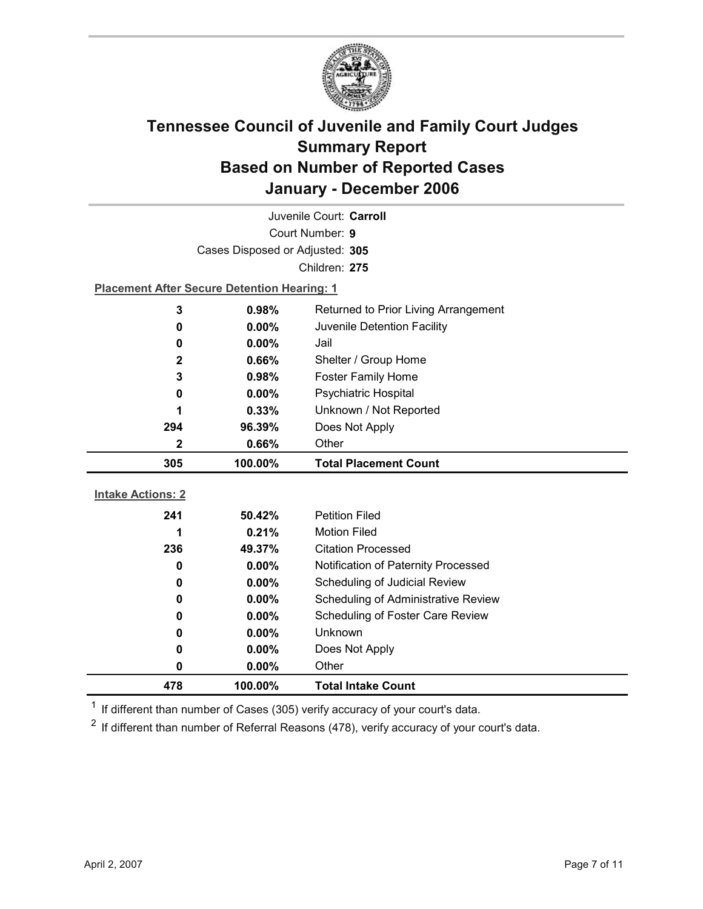# Tennessee Council of Juvenile and Family Court Judges Summary Report Based on Number of Reported Cases January - December 2006

Juvenile Court: **Carroll**

Court Number: **9**

Cases Disposed or Adjusted: **305**

Children: **275**

**Placement After Secure Detention Hearing: 1**

| | | |
|---|---|---|
| 3 | 0.98% | Returned to Prior Living Arrangement |
| 0 | 0.00% | Juvenile Detention Facility |
| 0 | 0.00% | Jail |
| 2 | 0.66% | Shelter / Group Home |
| 3 | 0.98% | Foster Family Home |
| 0 | 0.00% | Psychiatric Hospital |
| 1 | 0.33% | Unknown / Not Reported |
| 294 | 96.39% | Does Not Apply |
| 2 | 0.66% | Other |
| **305** | **100.00%** | **Total Placement Count** |

**Intake Actions: 2**

| | | |
|---|---|---|
| 241 | 50.42% | Petition Filed |
| 1 | 0.21% | Motion Filed |
| 236 | 49.37% | Citation Processed |
| 0 | 0.00% | Notification of Paternity Processed |
| 0 | 0.00% | Scheduling of Judicial Review |
| 0 | 0.00% | Scheduling of Administrative Review |
| 0 | 0.00% | Scheduling of Foster Care Review |
| 0 | 0.00% | Unknown |
| 0 | 0.00% | Does Not Apply |
| 0 | 0.00% | Other |
| **478** | **100.00%** | **Total Intake Count** |

[1] If different than number of Cases (305) verify accuracy of your court's data.

[2] If different than number of Referral Reasons (478), verify accuracy of your court's data.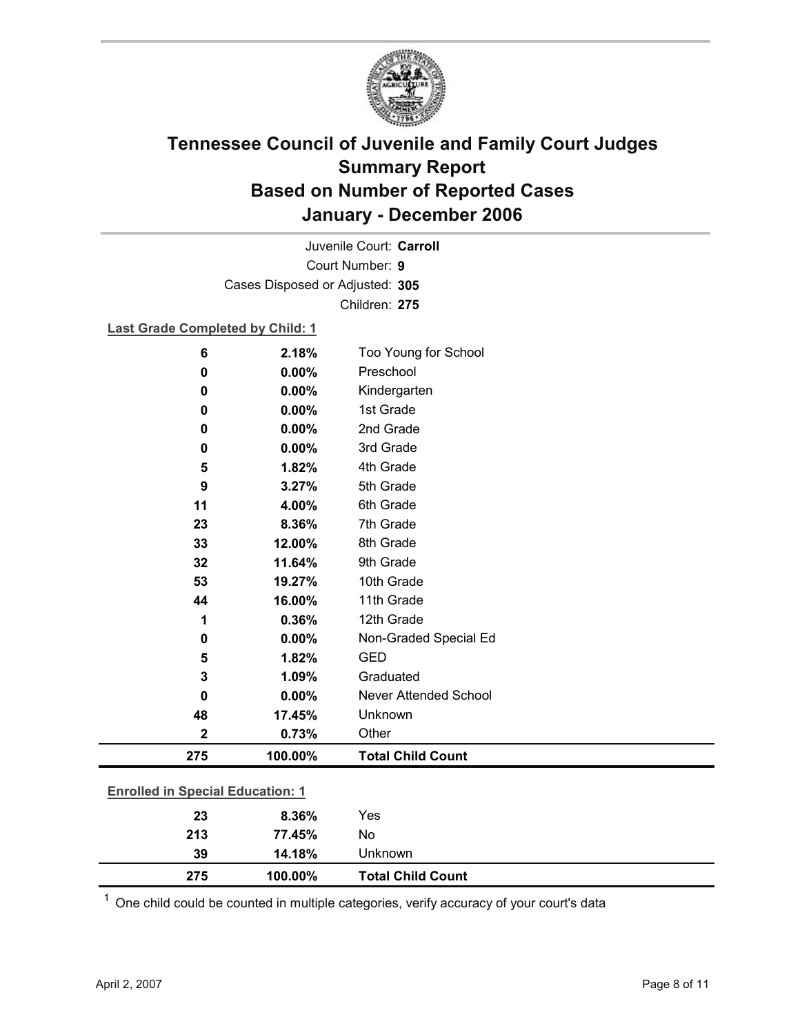# Tennessee Council of Juvenile and Family Court Judges Summary Report Based on Number of Reported Cases January - December 2006

Juvenile Court: **Carroll**

Court Number: **9**

Cases Disposed or Adjusted: **305**

Children: **275**

**Last Grade Completed by Child: 1**

| | | |
|---|---|---|
| 6 | 2.18% | Too Young for School |
| 0 | 0.00% | Preschool |
| 0 | 0.00% | Kindergarten |
| 0 | 0.00% | 1st Grade |
| 0 | 0.00% | 2nd Grade |
| 0 | 0.00% | 3rd Grade |
| 5 | 1.82% | 4th Grade |
| 9 | 3.27% | 5th Grade |
| 11 | 4.00% | 6th Grade |
| 23 | 8.36% | 7th Grade |
| 33 | 12.00% | 8th Grade |
| 32 | 11.64% | 9th Grade |
| 53 | 19.27% | 10th Grade |
| 44 | 16.00% | 11th Grade |
| 1 | 0.36% | 12th Grade |
| 0 | 0.00% | Non-Graded Special Ed |
| 5 | 1.82% | GED |
| 3 | 1.09% | Graduated |
| 0 | 0.00% | Never Attended School |
| 48 | 17.45% | Unknown |
| 2 | 0.73% | Other |
| **275** | **100.00%** | **Total Child Count** |

**Enrolled in Special Education: 1**

| | | |
|---|---|---|
| 23 | 8.36% | Yes |
| 213 | 77.45% | No |
| 39 | 14.18% | Unknown |
| **275** | **100.00%** | **Total Child Count** |

[1] One child could be counted in multiple categories, verify accuracy of your court's data

April 2, 2007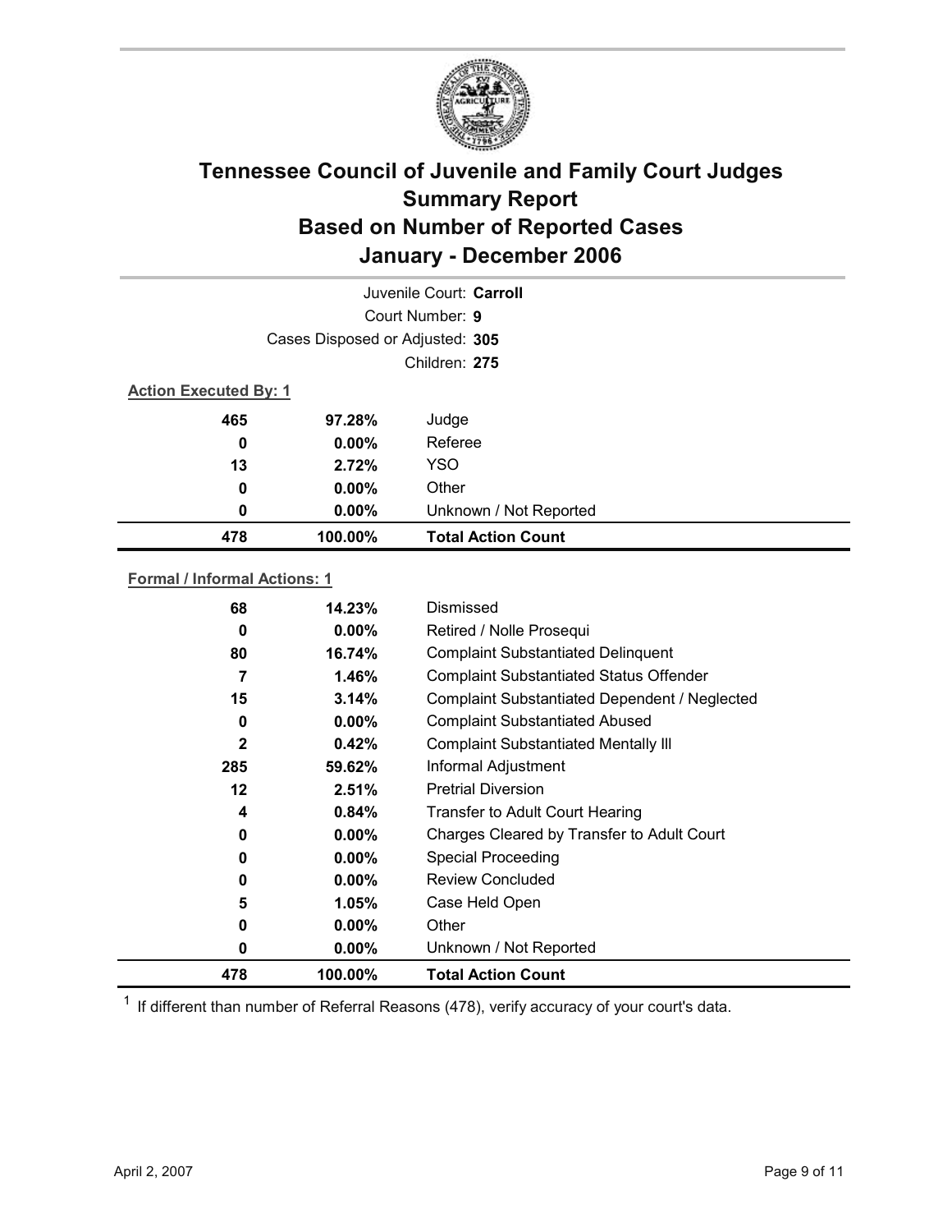# Tennessee Council of Juvenile and Family Court Judges
# Summary Report
# Based on Number of Reported Cases
# January - December 2006

Juvenile Court: **Carroll**

Court Number: **9**

Cases Disposed or Adjusted: **305**

Children: **275**

**Action Executed By: 1**

| Count | Percent | Action |
|---|---|---|
| 465 | 97.28% | Judge |
| 0 | 0.00% | Referee |
| 13 | 2.72% | YSO |
| 0 | 0.00% | Other |
| 0 | 0.00% | Unknown / Not Reported |
| **478** | **100.00%** | **Total Action Count** |

**Formal / Informal Actions: 1**

| Count | Percent | Action |
|---|---|---|
| 68 | 14.23% | Dismissed |
| 0 | 0.00% | Retired / Nolle Prosequi |
| 80 | 16.74% | Complaint Substantiated Delinquent |
| 7 | 1.46% | Complaint Substantiated Status Offender |
| 15 | 3.14% | Complaint Substantiated Dependent / Neglected |
| 0 | 0.00% | Complaint Substantiated Abused |
| 2 | 0.42% | Complaint Substantiated Mentally Ill |
| 285 | 59.62% | Informal Adjustment |
| 12 | 2.51% | Pretrial Diversion |
| 4 | 0.84% | Transfer to Adult Court Hearing |
| 0 | 0.00% | Charges Cleared by Transfer to Adult Court |
| 0 | 0.00% | Special Proceeding |
| 0 | 0.00% | Review Concluded |
| 5 | 1.05% | Case Held Open |
| 0 | 0.00% | Other |
| 0 | 0.00% | Unknown / Not Reported |
| **478** | **100.00%** | **Total Action Count** |

[1] If different than number of Referral Reasons (478), verify accuracy of your court's data.

April 2, 2007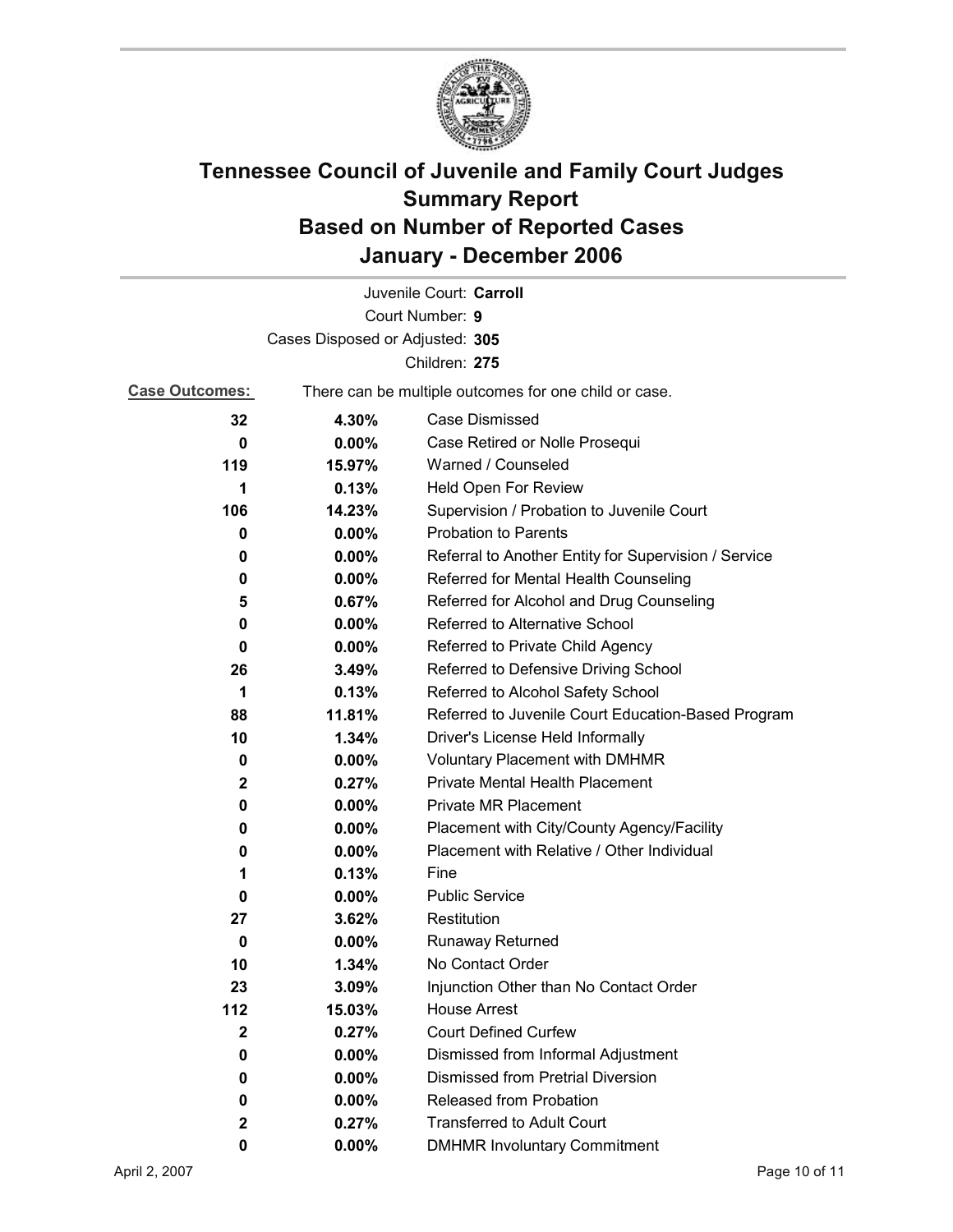# Tennessee Council of Juvenile and Family Court Judges
# Summary Report
# Based on Number of Reported Cases
# January - December 2006

Juvenile Court: **Carroll**

Court Number: **9**

Cases Disposed or Adjusted: **305**

Children: **275**

**Case Outcomes:** There can be multiple outcomes for one child or case.

| Count | Percent | Outcome |
|---|---|---|
| 32 | 4.30% | Case Dismissed |
| 0 | 0.00% | Case Retired or Nolle Prosequi |
| 119 | 15.97% | Warned / Counseled |
| 1 | 0.13% | Held Open For Review |
| 106 | 14.23% | Supervision / Probation to Juvenile Court |
| 0 | 0.00% | Probation to Parents |
| 0 | 0.00% | Referral to Another Entity for Supervision / Service |
| 0 | 0.00% | Referred for Mental Health Counseling |
| 5 | 0.67% | Referred for Alcohol and Drug Counseling |
| 0 | 0.00% | Referred to Alternative School |
| 0 | 0.00% | Referred to Private Child Agency |
| 26 | 3.49% | Referred to Defensive Driving School |
| 1 | 0.13% | Referred to Alcohol Safety School |
| 88 | 11.81% | Referred to Juvenile Court Education-Based Program |
| 10 | 1.34% | Driver's License Held Informally |
| 0 | 0.00% | Voluntary Placement with DMHMR |
| 2 | 0.27% | Private Mental Health Placement |
| 0 | 0.00% | Private MR Placement |
| 0 | 0.00% | Placement with City/County Agency/Facility |
| 0 | 0.00% | Placement with Relative / Other Individual |
| 1 | 0.13% | Fine |
| 0 | 0.00% | Public Service |
| 27 | 3.62% | Restitution |
| 0 | 0.00% | Runaway Returned |
| 10 | 1.34% | No Contact Order |
| 23 | 3.09% | Injunction Other than No Contact Order |
| 112 | 15.03% | House Arrest |
| 2 | 0.27% | Court Defined Curfew |
| 0 | 0.00% | Dismissed from Informal Adjustment |
| 0 | 0.00% | Dismissed from Pretrial Diversion |
| 0 | 0.00% | Released from Probation |
| 2 | 0.27% | Transferred to Adult Court |
| 0 | 0.00% | DMHMR Involuntary Commitment |

April 2, 2007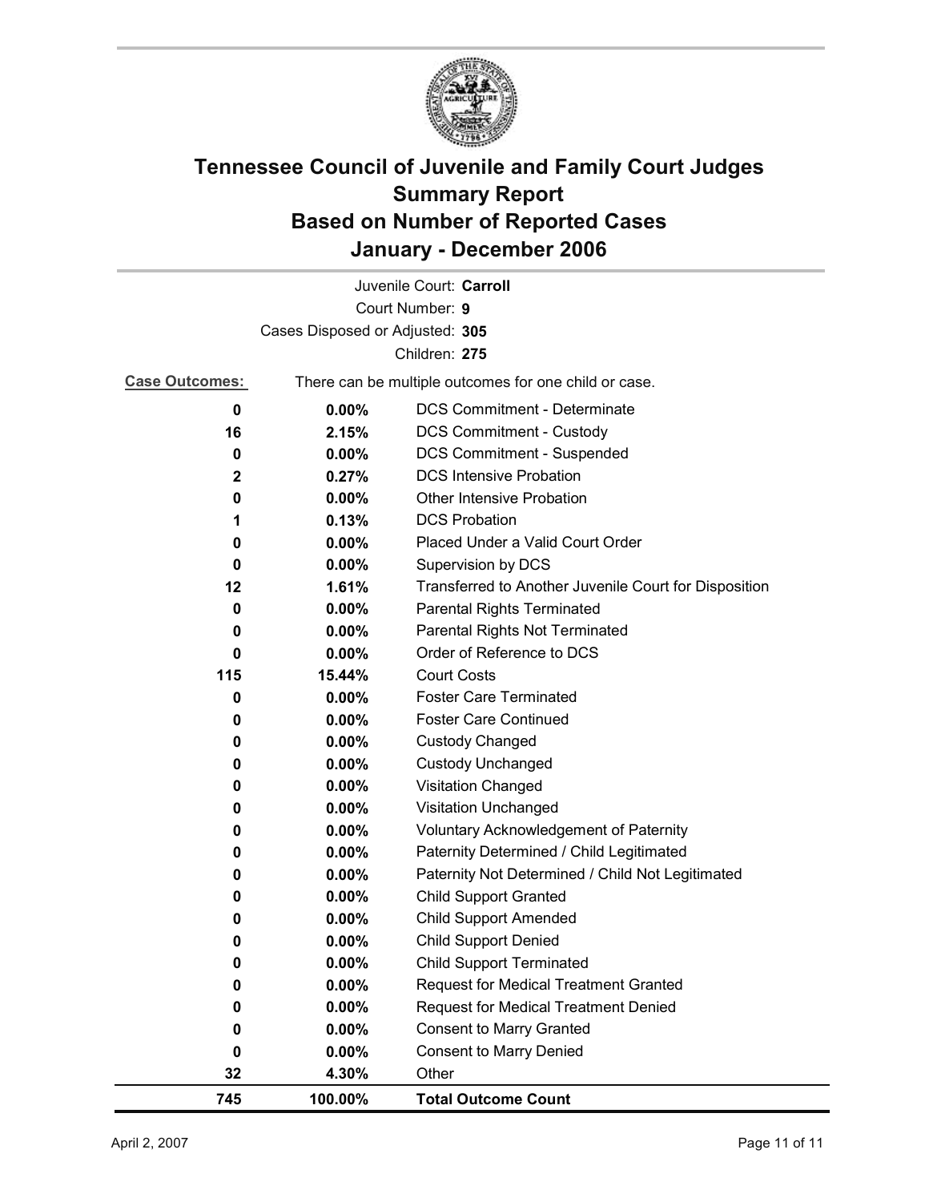# Tennessee Council of Juvenile and Family Court Judges
# Summary Report
# Based on Number of Reported Cases
# January - December 2006

Juvenile Court: **Carroll**

Court Number: **9**

Cases Disposed or Adjusted: **305**

Children: **275**

**Case Outcomes:** There can be multiple outcomes for one child or case.

| | | |
|---|---|---|
| 0 | 0.00% | DCS Commitment - Determinate |
| 16 | 2.15% | DCS Commitment - Custody |
| 0 | 0.00% | DCS Commitment - Suspended |
| 2 | 0.27% | DCS Intensive Probation |
| 0 | 0.00% | Other Intensive Probation |
| 1 | 0.13% | DCS Probation |
| 0 | 0.00% | Placed Under a Valid Court Order |
| 0 | 0.00% | Supervision by DCS |
| 12 | 1.61% | Transferred to Another Juvenile Court for Disposition |
| 0 | 0.00% | Parental Rights Terminated |
| 0 | 0.00% | Parental Rights Not Terminated |
| 0 | 0.00% | Order of Reference to DCS |
| 115 | 15.44% | Court Costs |
| 0 | 0.00% | Foster Care Terminated |
| 0 | 0.00% | Foster Care Continued |
| 0 | 0.00% | Custody Changed |
| 0 | 0.00% | Custody Unchanged |
| 0 | 0.00% | Visitation Changed |
| 0 | 0.00% | Visitation Unchanged |
| 0 | 0.00% | Voluntary Acknowledgement of Paternity |
| 0 | 0.00% | Paternity Determined / Child Legitimated |
| 0 | 0.00% | Paternity Not Determined / Child Not Legitimated |
| 0 | 0.00% | Child Support Granted |
| 0 | 0.00% | Child Support Amended |
| 0 | 0.00% | Child Support Denied |
| 0 | 0.00% | Child Support Terminated |
| 0 | 0.00% | Request for Medical Treatment Granted |
| 0 | 0.00% | Request for Medical Treatment Denied |
| 0 | 0.00% | Consent to Marry Granted |
| 0 | 0.00% | Consent to Marry Denied |
| 32 | 4.30% | Other |
| **745** | **100.00%** | **Total Outcome Count** |

April 2, 2007